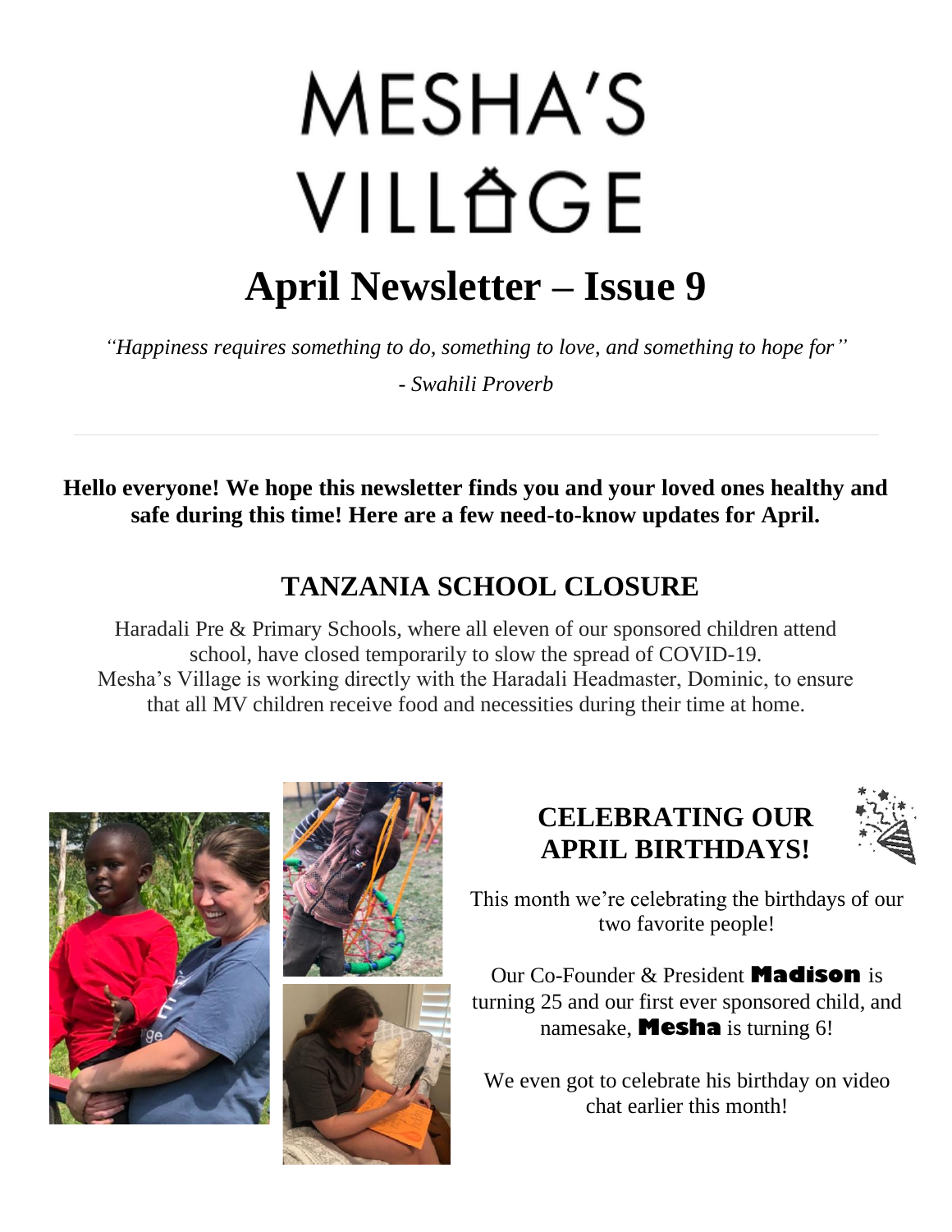# MESHA'S VILLAGE

# April Newsletter – Issue 9

*"Happiness requires something to do, something to love, and something to hope for"*

*- Swahili Proverb*

---

**Hello everyone! We hope this newsletter finds you and your loved ones healthy and safe during this time! Here are a few need-to-know updates for April.**

## TANZANIA SCHOOL CLOSURE

Haradali Pre & Primary Schools, where all eleven of our sponsored children attend school, have closed temporarily to slow the spread of COVID-19. Mesha's Village is working directly with the Haradali Headmaster, Dominic, to ensure that all MV children receive food and necessities during their time at home.

## CELEBRATING OUR APRIL BIRTHDAYS!

This month we're celebrating the birthdays of our two favorite people!

Our Co-Founder & President **Madison** is turning 25 and our first ever sponsored child, and namesake, **Mesha** is turning 6!

We even got to celebrate his birthday on video chat earlier this month!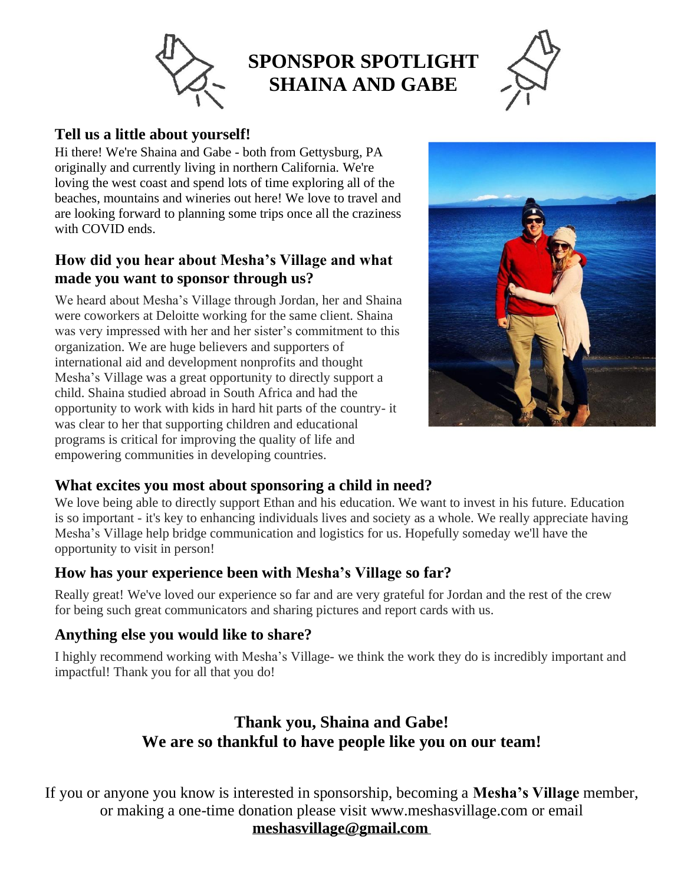# SPONSPOR SPOTLIGHT SHAINA AND GABE

### Tell us a little about yourself!

Hi there! We're Shaina and Gabe - both from Gettysburg, PA originally and currently living in northern California. We're loving the west coast and spend lots of time exploring all of the beaches, mountains and wineries out here! We love to travel and are looking forward to planning some trips once all the craziness with COVID ends.

### How did you hear about Mesha's Village and what made you want to sponsor through us?

We heard about Mesha's Village through Jordan, her and Shaina were coworkers at Deloitte working for the same client. Shaina was very impressed with her and her sister's commitment to this organization. We are huge believers and supporters of international aid and development nonprofits and thought Mesha's Village was a great opportunity to directly support a child. Shaina studied abroad in South Africa and had the opportunity to work with kids in hard hit parts of the country- it was clear to her that supporting children and educational programs is critical for improving the quality of life and empowering communities in developing countries.

### What excites you most about sponsoring a child in need?

We love being able to directly support Ethan and his education. We want to invest in his future. Education is so important - it's key to enhancing individuals lives and society as a whole. We really appreciate having Mesha's Village help bridge communication and logistics for us. Hopefully someday we'll have the opportunity to visit in person!

### How has your experience been with Mesha's Village so far?

Really great! We've loved our experience so far and are very grateful for Jordan and the rest of the crew for being such great communicators and sharing pictures and report cards with us.

### Anything else you would like to share?

I highly recommend working with Mesha's Village- we think the work they do is incredibly important and impactful! Thank you for all that you do!

**Thank you, Shaina and Gabe!**
**We are so thankful to have people like you on our team!**

If you or anyone you know is interested in sponsorship, becoming a **Mesha's Village** member, or making a one-time donation please visit www.meshasvillage.com or email **meshasvillage@gmail.com**